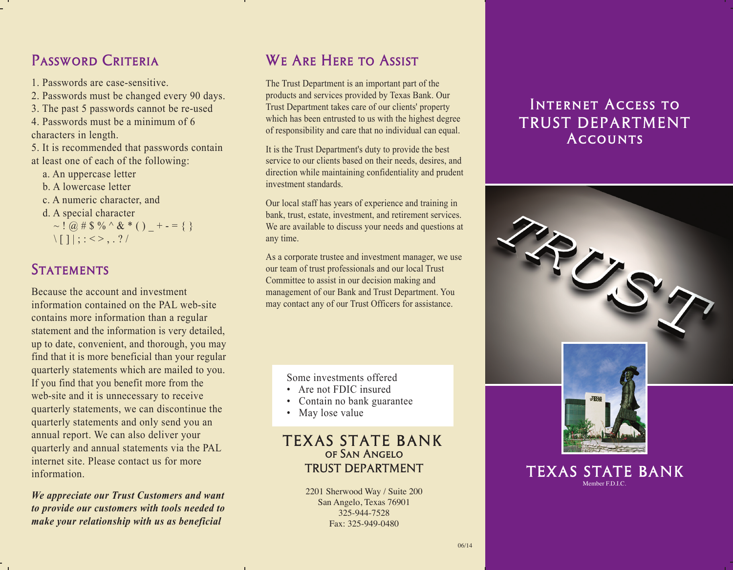## Password Criteria

1. Passwords are case-sensitive.
2. Passwords must be changed every 90 days.
3. The past 5 passwords cannot be re-used
4. Passwords must be a minimum of 6 characters in length.
5. It is recommended that passwords contain at least one of each of the following:
   a. An uppercase letter
   b. A lowercase letter
   c. A numeric character, and
   d. A special character
      ~ ! @ # $ % ^ & * ( ) _ + - = { } \ [ ] | ; : < > , . ? /

## Statements

Because the account and investment information contained on the PAL web-site contains more information than a regular statement and the information is very detailed, up to date, convenient, and thorough, you may find that it is more beneficial than your regular quarterly statements which are mailed to you. If you find that you benefit more from the web-site and it is unnecessary to receive quarterly statements, we can discontinue the quarterly statements and only send you an annual report. We can also deliver your quarterly and annual statements via the PAL internet site. Please contact us for more information.

***We appreciate our Trust Customers and want to provide our customers with tools needed to make your relationship with us as beneficial***

## We Are Here to Assist

The Trust Department is an important part of the products and services provided by Texas Bank. Our Trust Department takes care of our clients' property which has been entrusted to us with the highest degree of responsibility and care that no individual can equal.

It is the Trust Department's duty to provide the best service to our clients based on their needs, desires, and direction while maintaining confidentiality and prudent investment standards.

Our local staff has years of experience and training in bank, trust, estate, investment, and retirement services. We are available to discuss your needs and questions at any time.

As a corporate trustee and investment manager, we use our team of trust professionals and our local Trust Committee to assist in our decision making and management of our Bank and Trust Department. You may contact any of our Trust Officers for assistance.

Some investments offered
- Are not FDIC insured
- Contain no bank guarantee
- May lose value

**TEXAS STATE BANK**
**of San Angelo**
**TRUST DEPARTMENT**

2201 Sherwood Way / Suite 200
San Angelo, Texas 76901
325-944-7528
Fax: 325-949-0480

06/14

# Internet Access to TRUST DEPARTMENT Accounts

TRUST

**TEXAS STATE BANK**
Member F.D.I.C.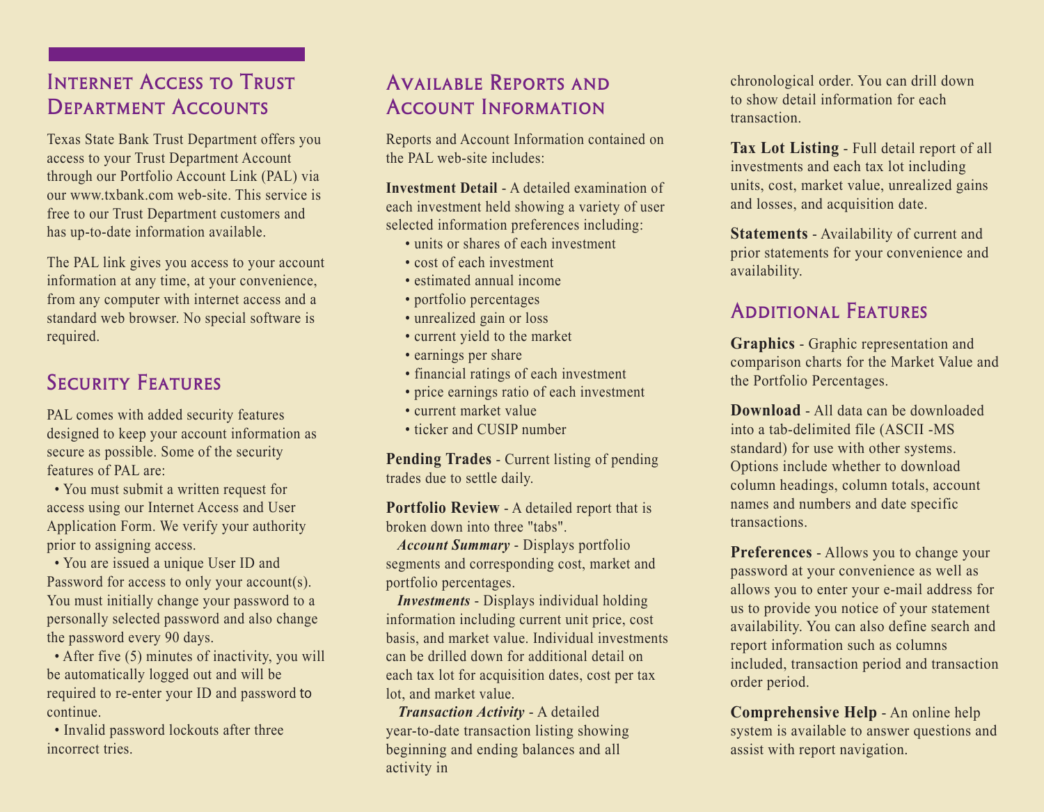## Internet Access to Trust Department Accounts

Texas State Bank Trust Department offers you access to your Trust Department Account through our Portfolio Account Link (PAL) via our www.txbank.com web-site. This service is free to our Trust Department customers and has up-to-date information available.

The PAL link gives you access to your account information at any time, at your convenience, from any computer with internet access and a standard web browser. No special software is required.

## Security Features

PAL comes with added security features designed to keep your account information as secure as possible. Some of the security features of PAL are:

- You must submit a written request for access using our Internet Access and User Application Form. We verify your authority prior to assigning access.
- You are issued a unique User ID and Password for access to only your account(s). You must initially change your password to a personally selected password and also change the password every 90 days.
- After five (5) minutes of inactivity, you will be automatically logged out and will be required to re-enter your ID and password to continue.
- Invalid password lockouts after three incorrect tries.

## Available Reports and Account Information

Reports and Account Information contained on the PAL web-site includes:

**Investment Detail** - A detailed examination of each investment held showing a variety of user selected information preferences including:

- units or shares of each investment
- cost of each investment
- estimated annual income
- portfolio percentages
- unrealized gain or loss
- current yield to the market
- earnings per share
- financial ratings of each investment
- price earnings ratio of each investment
- current market value
- ticker and CUSIP number

**Pending Trades** - Current listing of pending trades due to settle daily.

**Portfolio Review** - A detailed report that is broken down into three "tabs".

***Account Summary*** - Displays portfolio segments and corresponding cost, market and portfolio percentages.

***Investments*** - Displays individual holding information including current unit price, cost basis, and market value. Individual investments can be drilled down for additional detail on each tax lot for acquisition dates, cost per tax lot, and market value.

***Transaction Activity*** - A detailed year-to-date transaction listing showing beginning and ending balances and all activity in chronological order. You can drill down to show detail information for each transaction.

**Tax Lot Listing** - Full detail report of all investments and each tax lot including units, cost, market value, unrealized gains and losses, and acquisition date.

**Statements** - Availability of current and prior statements for your convenience and availability.

## Additional Features

**Graphics** - Graphic representation and comparison charts for the Market Value and the Portfolio Percentages.

**Download** - All data can be downloaded into a tab-delimited file (ASCII -MS standard) for use with other systems. Options include whether to download column headings, column totals, account names and numbers and date specific transactions.

**Preferences** - Allows you to change your password at your convenience as well as allows you to enter your e-mail address for us to provide you notice of your statement availability. You can also define search and report information such as columns included, transaction period and transaction order period.

**Comprehensive Help** - An online help system is available to answer questions and assist with report navigation.